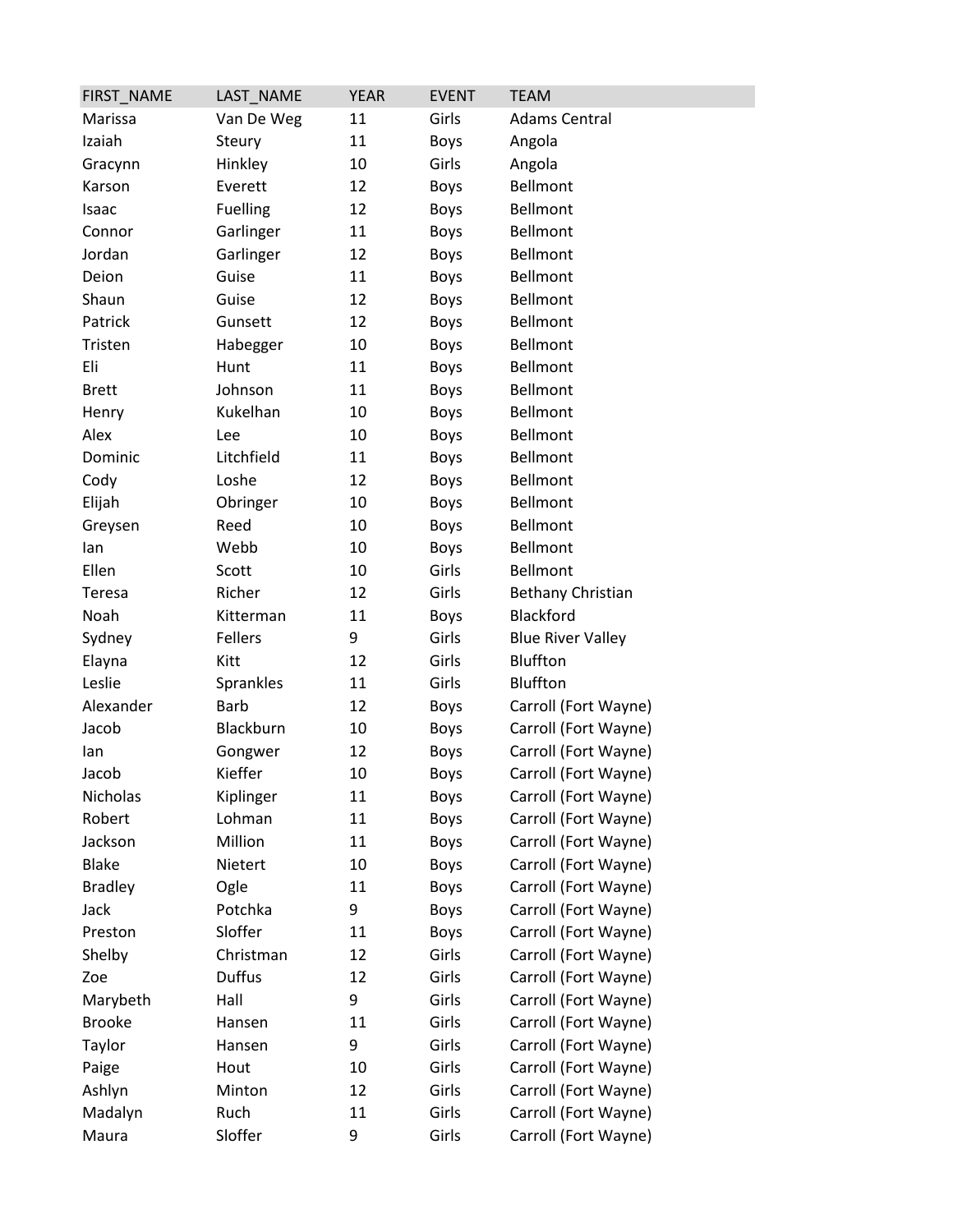| FIRST_NAME | LAST_NAME | YEAR | EVENT | TEAM |
| --- | --- | --- | --- | --- |
| Marissa | Van De Weg | 11 | Girls | Adams Central |
| Izaiah | Steury | 11 | Boys | Angola |
| Gracynn | Hinkley | 10 | Girls | Angola |
| Karson | Everett | 12 | Boys | Bellmont |
| Isaac | Fuelling | 12 | Boys | Bellmont |
| Connor | Garlinger | 11 | Boys | Bellmont |
| Jordan | Garlinger | 12 | Boys | Bellmont |
| Deion | Guise | 11 | Boys | Bellmont |
| Shaun | Guise | 12 | Boys | Bellmont |
| Patrick | Gunsett | 12 | Boys | Bellmont |
| Tristen | Habegger | 10 | Boys | Bellmont |
| Eli | Hunt | 11 | Boys | Bellmont |
| Brett | Johnson | 11 | Boys | Bellmont |
| Henry | Kukelhan | 10 | Boys | Bellmont |
| Alex | Lee | 10 | Boys | Bellmont |
| Dominic | Litchfield | 11 | Boys | Bellmont |
| Cody | Loshe | 12 | Boys | Bellmont |
| Elijah | Obringer | 10 | Boys | Bellmont |
| Greysen | Reed | 10 | Boys | Bellmont |
| Ian | Webb | 10 | Boys | Bellmont |
| Ellen | Scott | 10 | Girls | Bellmont |
| Teresa | Richer | 12 | Girls | Bethany Christian |
| Noah | Kitterman | 11 | Boys | Blackford |
| Sydney | Fellers | 9 | Girls | Blue River Valley |
| Elayna | Kitt | 12 | Girls | Bluffton |
| Leslie | Sprankles | 11 | Girls | Bluffton |
| Alexander | Barb | 12 | Boys | Carroll (Fort Wayne) |
| Jacob | Blackburn | 10 | Boys | Carroll (Fort Wayne) |
| Ian | Gongwer | 12 | Boys | Carroll (Fort Wayne) |
| Jacob | Kieffer | 10 | Boys | Carroll (Fort Wayne) |
| Nicholas | Kiplinger | 11 | Boys | Carroll (Fort Wayne) |
| Robert | Lohman | 11 | Boys | Carroll (Fort Wayne) |
| Jackson | Million | 11 | Boys | Carroll (Fort Wayne) |
| Blake | Nietert | 10 | Boys | Carroll (Fort Wayne) |
| Bradley | Ogle | 11 | Boys | Carroll (Fort Wayne) |
| Jack | Potchka | 9 | Boys | Carroll (Fort Wayne) |
| Preston | Sloffer | 11 | Boys | Carroll (Fort Wayne) |
| Shelby | Christman | 12 | Girls | Carroll (Fort Wayne) |
| Zoe | Duffus | 12 | Girls | Carroll (Fort Wayne) |
| Marybeth | Hall | 9 | Girls | Carroll (Fort Wayne) |
| Brooke | Hansen | 11 | Girls | Carroll (Fort Wayne) |
| Taylor | Hansen | 9 | Girls | Carroll (Fort Wayne) |
| Paige | Hout | 10 | Girls | Carroll (Fort Wayne) |
| Ashlyn | Minton | 12 | Girls | Carroll (Fort Wayne) |
| Madalyn | Ruch | 11 | Girls | Carroll (Fort Wayne) |
| Maura | Sloffer | 9 | Girls | Carroll (Fort Wayne) |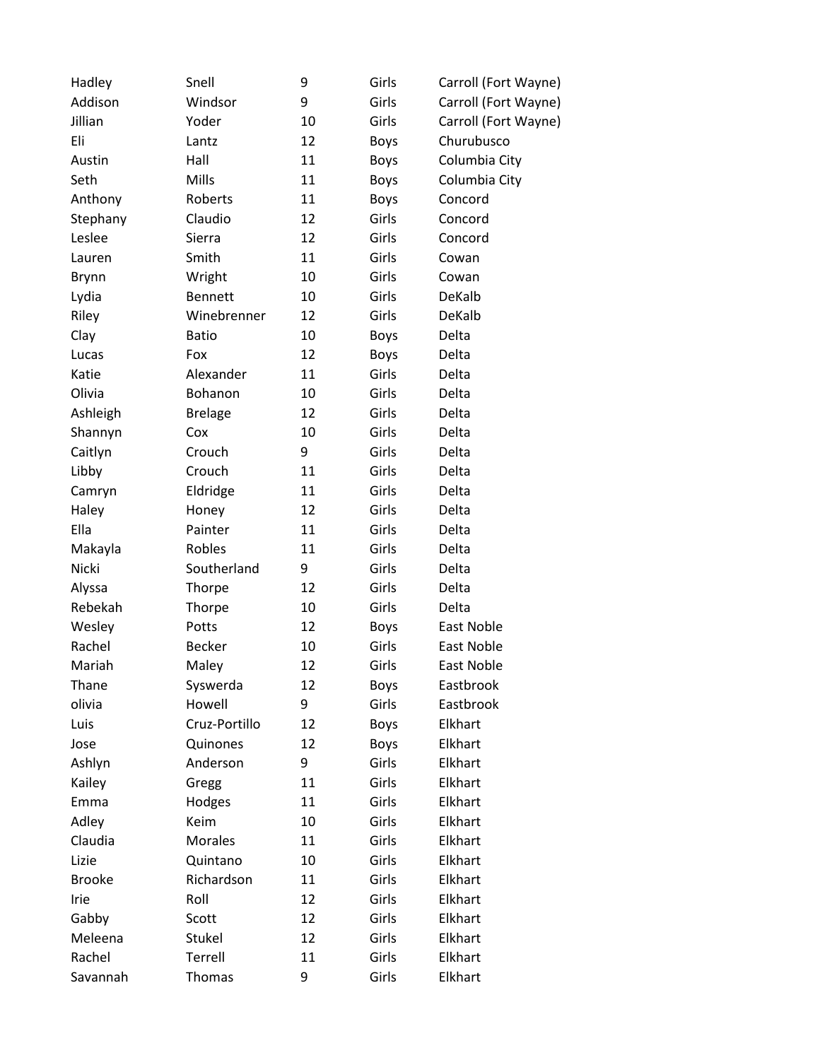| | | | | |
|---|---|---|---|---|
| Hadley | Snell | 9 | Girls | Carroll (Fort Wayne) |
| Addison | Windsor | 9 | Girls | Carroll (Fort Wayne) |
| Jillian | Yoder | 10 | Girls | Carroll (Fort Wayne) |
| Eli | Lantz | 12 | Boys | Churubusco |
| Austin | Hall | 11 | Boys | Columbia City |
| Seth | Mills | 11 | Boys | Columbia City |
| Anthony | Roberts | 11 | Boys | Concord |
| Stephany | Claudio | 12 | Girls | Concord |
| Leslee | Sierra | 12 | Girls | Concord |
| Lauren | Smith | 11 | Girls | Cowan |
| Brynn | Wright | 10 | Girls | Cowan |
| Lydia | Bennett | 10 | Girls | DeKalb |
| Riley | Winebrenner | 12 | Girls | DeKalb |
| Clay | Batio | 10 | Boys | Delta |
| Lucas | Fox | 12 | Boys | Delta |
| Katie | Alexander | 11 | Girls | Delta |
| Olivia | Bohanon | 10 | Girls | Delta |
| Ashleigh | Brelage | 12 | Girls | Delta |
| Shannyn | Cox | 10 | Girls | Delta |
| Caitlyn | Crouch | 9 | Girls | Delta |
| Libby | Crouch | 11 | Girls | Delta |
| Camryn | Eldridge | 11 | Girls | Delta |
| Haley | Honey | 12 | Girls | Delta |
| Ella | Painter | 11 | Girls | Delta |
| Makayla | Robles | 11 | Girls | Delta |
| Nicki | Southerland | 9 | Girls | Delta |
| Alyssa | Thorpe | 12 | Girls | Delta |
| Rebekah | Thorpe | 10 | Girls | Delta |
| Wesley | Potts | 12 | Boys | East Noble |
| Rachel | Becker | 10 | Girls | East Noble |
| Mariah | Maley | 12 | Girls | East Noble |
| Thane | Syswerda | 12 | Boys | Eastbrook |
| olivia | Howell | 9 | Girls | Eastbrook |
| Luis | Cruz-Portillo | 12 | Boys | Elkhart |
| Jose | Quinones | 12 | Boys | Elkhart |
| Ashlyn | Anderson | 9 | Girls | Elkhart |
| Kailey | Gregg | 11 | Girls | Elkhart |
| Emma | Hodges | 11 | Girls | Elkhart |
| Adley | Keim | 10 | Girls | Elkhart |
| Claudia | Morales | 11 | Girls | Elkhart |
| Lizie | Quintano | 10 | Girls | Elkhart |
| Brooke | Richardson | 11 | Girls | Elkhart |
| Irie | Roll | 12 | Girls | Elkhart |
| Gabby | Scott | 12 | Girls | Elkhart |
| Meleena | Stukel | 12 | Girls | Elkhart |
| Rachel | Terrell | 11 | Girls | Elkhart |
| Savannah | Thomas | 9 | Girls | Elkhart |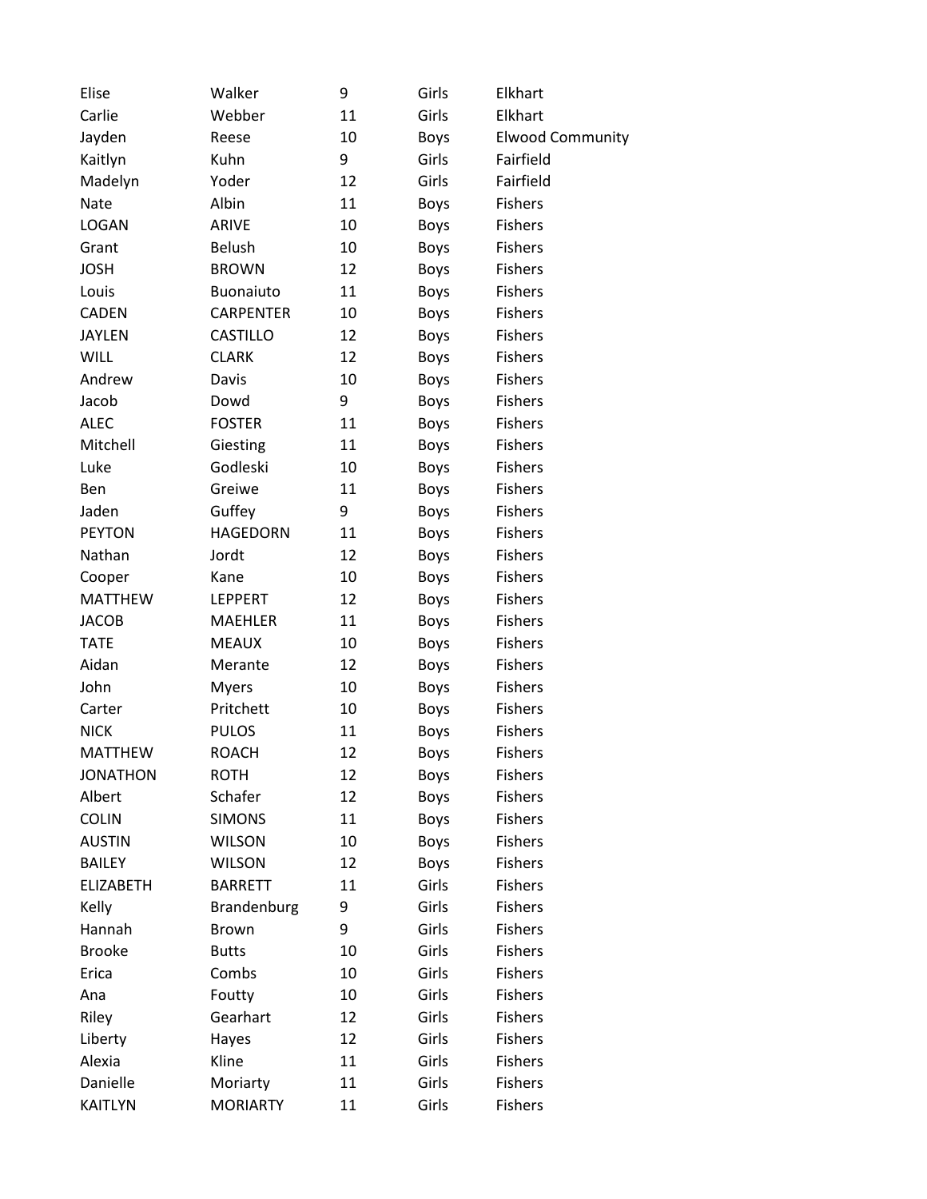| | | | | |
|---|---|---|---|---|
| Elise | Walker | 9 | Girls | Elkhart |
| Carlie | Webber | 11 | Girls | Elkhart |
| Jayden | Reese | 10 | Boys | Elwood Community |
| Kaitlyn | Kuhn | 9 | Girls | Fairfield |
| Madelyn | Yoder | 12 | Girls | Fairfield |
| Nate | Albin | 11 | Boys | Fishers |
| LOGAN | ARIVE | 10 | Boys | Fishers |
| Grant | Belush | 10 | Boys | Fishers |
| JOSH | BROWN | 12 | Boys | Fishers |
| Louis | Buonaiuto | 11 | Boys | Fishers |
| CADEN | CARPENTER | 10 | Boys | Fishers |
| JAYLEN | CASTILLO | 12 | Boys | Fishers |
| WILL | CLARK | 12 | Boys | Fishers |
| Andrew | Davis | 10 | Boys | Fishers |
| Jacob | Dowd | 9 | Boys | Fishers |
| ALEC | FOSTER | 11 | Boys | Fishers |
| Mitchell | Giesting | 11 | Boys | Fishers |
| Luke | Godleski | 10 | Boys | Fishers |
| Ben | Greiwe | 11 | Boys | Fishers |
| Jaden | Guffey | 9 | Boys | Fishers |
| PEYTON | HAGEDORN | 11 | Boys | Fishers |
| Nathan | Jordt | 12 | Boys | Fishers |
| Cooper | Kane | 10 | Boys | Fishers |
| MATTHEW | LEPPERT | 12 | Boys | Fishers |
| JACOB | MAEHLER | 11 | Boys | Fishers |
| TATE | MEAUX | 10 | Boys | Fishers |
| Aidan | Merante | 12 | Boys | Fishers |
| John | Myers | 10 | Boys | Fishers |
| Carter | Pritchett | 10 | Boys | Fishers |
| NICK | PULOS | 11 | Boys | Fishers |
| MATTHEW | ROACH | 12 | Boys | Fishers |
| JONATHON | ROTH | 12 | Boys | Fishers |
| Albert | Schafer | 12 | Boys | Fishers |
| COLIN | SIMONS | 11 | Boys | Fishers |
| AUSTIN | WILSON | 10 | Boys | Fishers |
| BAILEY | WILSON | 12 | Boys | Fishers |
| ELIZABETH | BARRETT | 11 | Girls | Fishers |
| Kelly | Brandenburg | 9 | Girls | Fishers |
| Hannah | Brown | 9 | Girls | Fishers |
| Brooke | Butts | 10 | Girls | Fishers |
| Erica | Combs | 10 | Girls | Fishers |
| Ana | Foutty | 10 | Girls | Fishers |
| Riley | Gearhart | 12 | Girls | Fishers |
| Liberty | Hayes | 12 | Girls | Fishers |
| Alexia | Kline | 11 | Girls | Fishers |
| Danielle | Moriarty | 11 | Girls | Fishers |
| KAITLYN | MORIARTY | 11 | Girls | Fishers |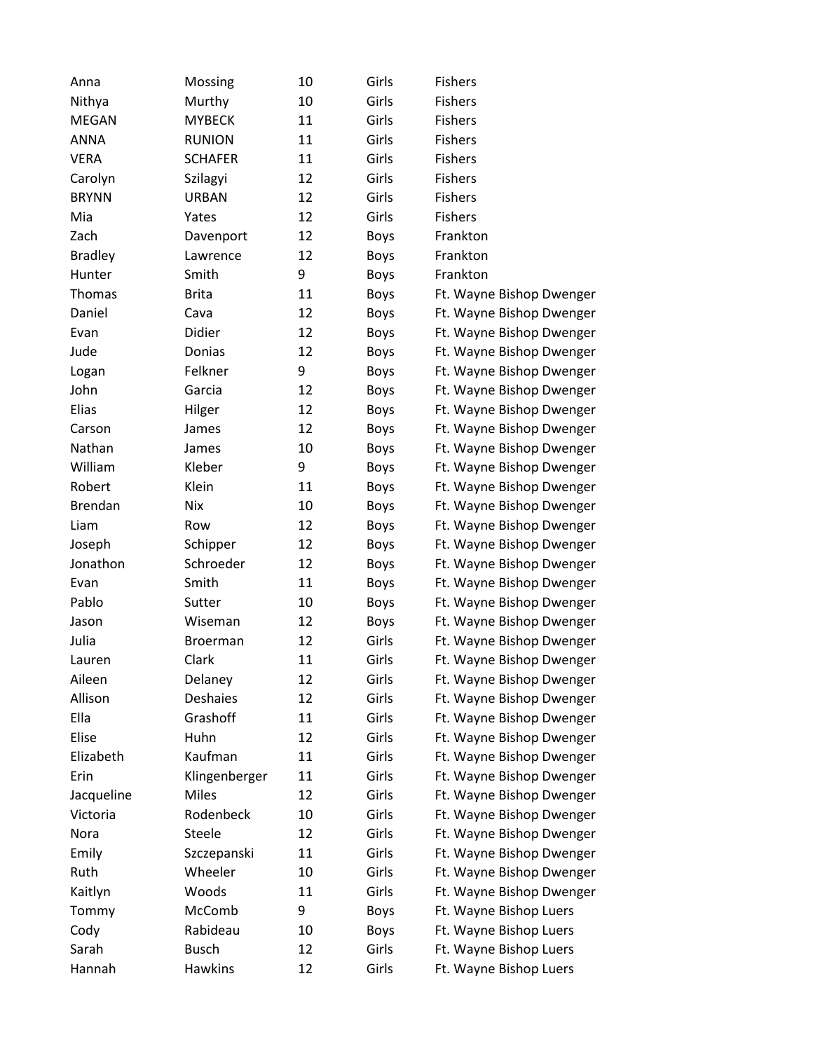| | | | | |
|---|---|---|---|---|
| Anna | Mossing | 10 | Girls | Fishers |
| Nithya | Murthy | 10 | Girls | Fishers |
| MEGAN | MYBECK | 11 | Girls | Fishers |
| ANNA | RUNION | 11 | Girls | Fishers |
| VERA | SCHAFER | 11 | Girls | Fishers |
| Carolyn | Szilagyi | 12 | Girls | Fishers |
| BRYNN | URBAN | 12 | Girls | Fishers |
| Mia | Yates | 12 | Girls | Fishers |
| Zach | Davenport | 12 | Boys | Frankton |
| Bradley | Lawrence | 12 | Boys | Frankton |
| Hunter | Smith | 9 | Boys | Frankton |
| Thomas | Brita | 11 | Boys | Ft. Wayne Bishop Dwenger |
| Daniel | Cava | 12 | Boys | Ft. Wayne Bishop Dwenger |
| Evan | Didier | 12 | Boys | Ft. Wayne Bishop Dwenger |
| Jude | Donias | 12 | Boys | Ft. Wayne Bishop Dwenger |
| Logan | Felkner | 9 | Boys | Ft. Wayne Bishop Dwenger |
| John | Garcia | 12 | Boys | Ft. Wayne Bishop Dwenger |
| Elias | Hilger | 12 | Boys | Ft. Wayne Bishop Dwenger |
| Carson | James | 12 | Boys | Ft. Wayne Bishop Dwenger |
| Nathan | James | 10 | Boys | Ft. Wayne Bishop Dwenger |
| William | Kleber | 9 | Boys | Ft. Wayne Bishop Dwenger |
| Robert | Klein | 11 | Boys | Ft. Wayne Bishop Dwenger |
| Brendan | Nix | 10 | Boys | Ft. Wayne Bishop Dwenger |
| Liam | Row | 12 | Boys | Ft. Wayne Bishop Dwenger |
| Joseph | Schipper | 12 | Boys | Ft. Wayne Bishop Dwenger |
| Jonathon | Schroeder | 12 | Boys | Ft. Wayne Bishop Dwenger |
| Evan | Smith | 11 | Boys | Ft. Wayne Bishop Dwenger |
| Pablo | Sutter | 10 | Boys | Ft. Wayne Bishop Dwenger |
| Jason | Wiseman | 12 | Boys | Ft. Wayne Bishop Dwenger |
| Julia | Broerman | 12 | Girls | Ft. Wayne Bishop Dwenger |
| Lauren | Clark | 11 | Girls | Ft. Wayne Bishop Dwenger |
| Aileen | Delaney | 12 | Girls | Ft. Wayne Bishop Dwenger |
| Allison | Deshaies | 12 | Girls | Ft. Wayne Bishop Dwenger |
| Ella | Grashoff | 11 | Girls | Ft. Wayne Bishop Dwenger |
| Elise | Huhn | 12 | Girls | Ft. Wayne Bishop Dwenger |
| Elizabeth | Kaufman | 11 | Girls | Ft. Wayne Bishop Dwenger |
| Erin | Klingenberger | 11 | Girls | Ft. Wayne Bishop Dwenger |
| Jacqueline | Miles | 12 | Girls | Ft. Wayne Bishop Dwenger |
| Victoria | Rodenbeck | 10 | Girls | Ft. Wayne Bishop Dwenger |
| Nora | Steele | 12 | Girls | Ft. Wayne Bishop Dwenger |
| Emily | Szczepanski | 11 | Girls | Ft. Wayne Bishop Dwenger |
| Ruth | Wheeler | 10 | Girls | Ft. Wayne Bishop Dwenger |
| Kaitlyn | Woods | 11 | Girls | Ft. Wayne Bishop Dwenger |
| Tommy | McComb | 9 | Boys | Ft. Wayne Bishop Luers |
| Cody | Rabideau | 10 | Boys | Ft. Wayne Bishop Luers |
| Sarah | Busch | 12 | Girls | Ft. Wayne Bishop Luers |
| Hannah | Hawkins | 12 | Girls | Ft. Wayne Bishop Luers |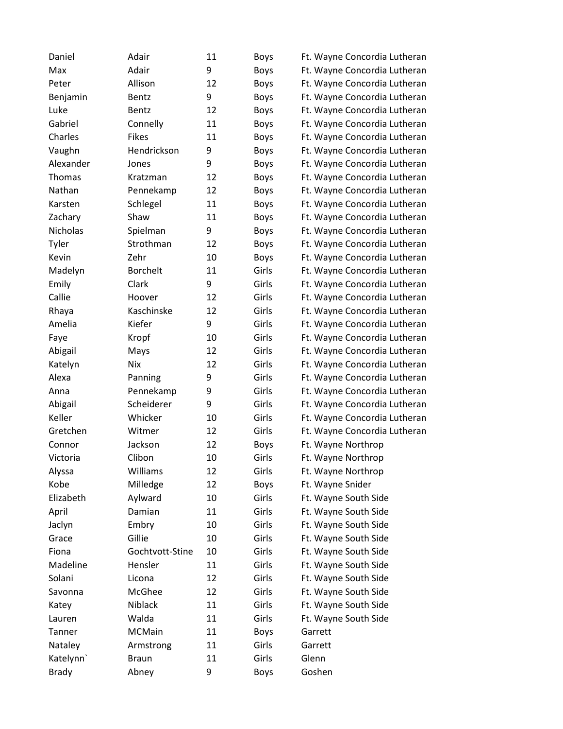| | | | | |
|---|---|---|---|---|
| Daniel | Adair | 11 | Boys | Ft. Wayne Concordia Lutheran |
| Max | Adair | 9 | Boys | Ft. Wayne Concordia Lutheran |
| Peter | Allison | 12 | Boys | Ft. Wayne Concordia Lutheran |
| Benjamin | Bentz | 9 | Boys | Ft. Wayne Concordia Lutheran |
| Luke | Bentz | 12 | Boys | Ft. Wayne Concordia Lutheran |
| Gabriel | Connelly | 11 | Boys | Ft. Wayne Concordia Lutheran |
| Charles | Fikes | 11 | Boys | Ft. Wayne Concordia Lutheran |
| Vaughn | Hendrickson | 9 | Boys | Ft. Wayne Concordia Lutheran |
| Alexander | Jones | 9 | Boys | Ft. Wayne Concordia Lutheran |
| Thomas | Kratzman | 12 | Boys | Ft. Wayne Concordia Lutheran |
| Nathan | Pennekamp | 12 | Boys | Ft. Wayne Concordia Lutheran |
| Karsten | Schlegel | 11 | Boys | Ft. Wayne Concordia Lutheran |
| Zachary | Shaw | 11 | Boys | Ft. Wayne Concordia Lutheran |
| Nicholas | Spielman | 9 | Boys | Ft. Wayne Concordia Lutheran |
| Tyler | Strothman | 12 | Boys | Ft. Wayne Concordia Lutheran |
| Kevin | Zehr | 10 | Boys | Ft. Wayne Concordia Lutheran |
| Madelyn | Borchelt | 11 | Girls | Ft. Wayne Concordia Lutheran |
| Emily | Clark | 9 | Girls | Ft. Wayne Concordia Lutheran |
| Callie | Hoover | 12 | Girls | Ft. Wayne Concordia Lutheran |
| Rhaya | Kaschinske | 12 | Girls | Ft. Wayne Concordia Lutheran |
| Amelia | Kiefer | 9 | Girls | Ft. Wayne Concordia Lutheran |
| Faye | Kropf | 10 | Girls | Ft. Wayne Concordia Lutheran |
| Abigail | Mays | 12 | Girls | Ft. Wayne Concordia Lutheran |
| Katelyn | Nix | 12 | Girls | Ft. Wayne Concordia Lutheran |
| Alexa | Panning | 9 | Girls | Ft. Wayne Concordia Lutheran |
| Anna | Pennekamp | 9 | Girls | Ft. Wayne Concordia Lutheran |
| Abigail | Scheiderer | 9 | Girls | Ft. Wayne Concordia Lutheran |
| Keller | Whicker | 10 | Girls | Ft. Wayne Concordia Lutheran |
| Gretchen | Witmer | 12 | Girls | Ft. Wayne Concordia Lutheran |
| Connor | Jackson | 12 | Boys | Ft. Wayne Northrop |
| Victoria | Clibon | 10 | Girls | Ft. Wayne Northrop |
| Alyssa | Williams | 12 | Girls | Ft. Wayne Northrop |
| Kobe | Milledge | 12 | Boys | Ft. Wayne Snider |
| Elizabeth | Aylward | 10 | Girls | Ft. Wayne South Side |
| April | Damian | 11 | Girls | Ft. Wayne South Side |
| Jaclyn | Embry | 10 | Girls | Ft. Wayne South Side |
| Grace | Gillie | 10 | Girls | Ft. Wayne South Side |
| Fiona | Gochtvott-Stine | 10 | Girls | Ft. Wayne South Side |
| Madeline | Hensler | 11 | Girls | Ft. Wayne South Side |
| Solani | Licona | 12 | Girls | Ft. Wayne South Side |
| Savonna | McGhee | 12 | Girls | Ft. Wayne South Side |
| Katey | Niblack | 11 | Girls | Ft. Wayne South Side |
| Lauren | Walda | 11 | Girls | Ft. Wayne South Side |
| Tanner | MCMain | 11 | Boys | Garrett |
| Nataley | Armstrong | 11 | Girls | Garrett |
| Katelynn` | Braun | 11 | Girls | Glenn |
| Brady | Abney | 9 | Boys | Goshen |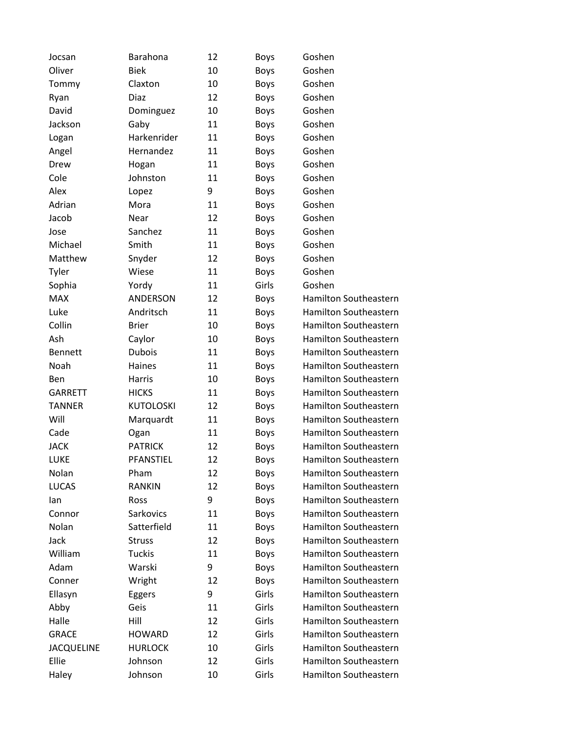| | | | | |
|---|---|---|---|---|
| Jocsan | Barahona | 12 | Boys | Goshen |
| Oliver | Biek | 10 | Boys | Goshen |
| Tommy | Claxton | 10 | Boys | Goshen |
| Ryan | Diaz | 12 | Boys | Goshen |
| David | Dominguez | 10 | Boys | Goshen |
| Jackson | Gaby | 11 | Boys | Goshen |
| Logan | Harkenrider | 11 | Boys | Goshen |
| Angel | Hernandez | 11 | Boys | Goshen |
| Drew | Hogan | 11 | Boys | Goshen |
| Cole | Johnston | 11 | Boys | Goshen |
| Alex | Lopez | 9 | Boys | Goshen |
| Adrian | Mora | 11 | Boys | Goshen |
| Jacob | Near | 12 | Boys | Goshen |
| Jose | Sanchez | 11 | Boys | Goshen |
| Michael | Smith | 11 | Boys | Goshen |
| Matthew | Snyder | 12 | Boys | Goshen |
| Tyler | Wiese | 11 | Boys | Goshen |
| Sophia | Yordy | 11 | Girls | Goshen |
| MAX | ANDERSON | 12 | Boys | Hamilton Southeastern |
| Luke | Andritsch | 11 | Boys | Hamilton Southeastern |
| Collin | Brier | 10 | Boys | Hamilton Southeastern |
| Ash | Caylor | 10 | Boys | Hamilton Southeastern |
| Bennett | Dubois | 11 | Boys | Hamilton Southeastern |
| Noah | Haines | 11 | Boys | Hamilton Southeastern |
| Ben | Harris | 10 | Boys | Hamilton Southeastern |
| GARRETT | HICKS | 11 | Boys | Hamilton Southeastern |
| TANNER | KUTOLOSKI | 12 | Boys | Hamilton Southeastern |
| Will | Marquardt | 11 | Boys | Hamilton Southeastern |
| Cade | Ogan | 11 | Boys | Hamilton Southeastern |
| JACK | PATRICK | 12 | Boys | Hamilton Southeastern |
| LUKE | PFANSTIEL | 12 | Boys | Hamilton Southeastern |
| Nolan | Pham | 12 | Boys | Hamilton Southeastern |
| LUCAS | RANKIN | 12 | Boys | Hamilton Southeastern |
| Ian | Ross | 9 | Boys | Hamilton Southeastern |
| Connor | Sarkovics | 11 | Boys | Hamilton Southeastern |
| Nolan | Satterfield | 11 | Boys | Hamilton Southeastern |
| Jack | Struss | 12 | Boys | Hamilton Southeastern |
| William | Tuckis | 11 | Boys | Hamilton Southeastern |
| Adam | Warski | 9 | Boys | Hamilton Southeastern |
| Conner | Wright | 12 | Boys | Hamilton Southeastern |
| Ellasyn | Eggers | 9 | Girls | Hamilton Southeastern |
| Abby | Geis | 11 | Girls | Hamilton Southeastern |
| Halle | Hill | 12 | Girls | Hamilton Southeastern |
| GRACE | HOWARD | 12 | Girls | Hamilton Southeastern |
| JACQUELINE | HURLOCK | 10 | Girls | Hamilton Southeastern |
| Ellie | Johnson | 12 | Girls | Hamilton Southeastern |
| Haley | Johnson | 10 | Girls | Hamilton Southeastern |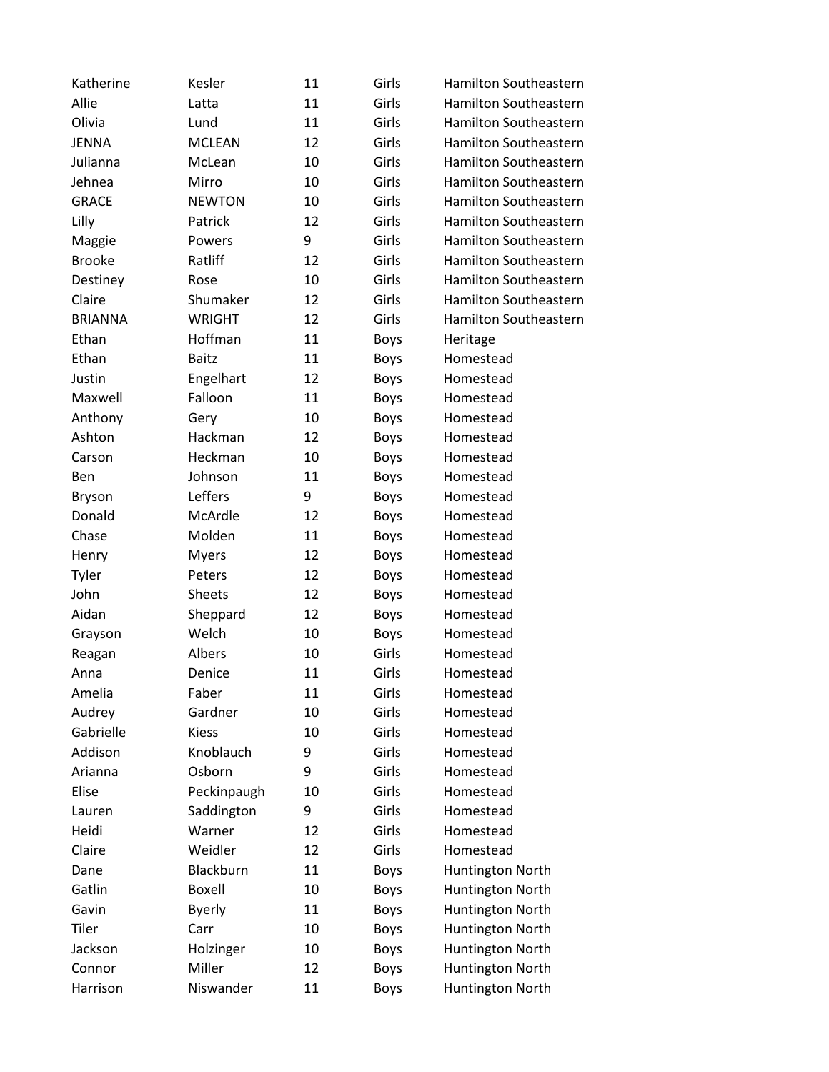| | | | | |
|---|---|---|---|---|
| Katherine | Kesler | 11 | Girls | Hamilton Southeastern |
| Allie | Latta | 11 | Girls | Hamilton Southeastern |
| Olivia | Lund | 11 | Girls | Hamilton Southeastern |
| JENNA | MCLEAN | 12 | Girls | Hamilton Southeastern |
| Julianna | McLean | 10 | Girls | Hamilton Southeastern |
| Jehnea | Mirro | 10 | Girls | Hamilton Southeastern |
| GRACE | NEWTON | 10 | Girls | Hamilton Southeastern |
| Lilly | Patrick | 12 | Girls | Hamilton Southeastern |
| Maggie | Powers | 9 | Girls | Hamilton Southeastern |
| Brooke | Ratliff | 12 | Girls | Hamilton Southeastern |
| Destiney | Rose | 10 | Girls | Hamilton Southeastern |
| Claire | Shumaker | 12 | Girls | Hamilton Southeastern |
| BRIANNA | WRIGHT | 12 | Girls | Hamilton Southeastern |
| Ethan | Hoffman | 11 | Boys | Heritage |
| Ethan | Baitz | 11 | Boys | Homestead |
| Justin | Engelhart | 12 | Boys | Homestead |
| Maxwell | Falloon | 11 | Boys | Homestead |
| Anthony | Gery | 10 | Boys | Homestead |
| Ashton | Hackman | 12 | Boys | Homestead |
| Carson | Heckman | 10 | Boys | Homestead |
| Ben | Johnson | 11 | Boys | Homestead |
| Bryson | Leffers | 9 | Boys | Homestead |
| Donald | McArdle | 12 | Boys | Homestead |
| Chase | Molden | 11 | Boys | Homestead |
| Henry | Myers | 12 | Boys | Homestead |
| Tyler | Peters | 12 | Boys | Homestead |
| John | Sheets | 12 | Boys | Homestead |
| Aidan | Sheppard | 12 | Boys | Homestead |
| Grayson | Welch | 10 | Boys | Homestead |
| Reagan | Albers | 10 | Girls | Homestead |
| Anna | Denice | 11 | Girls | Homestead |
| Amelia | Faber | 11 | Girls | Homestead |
| Audrey | Gardner | 10 | Girls | Homestead |
| Gabrielle | Kiess | 10 | Girls | Homestead |
| Addison | Knoblauch | 9 | Girls | Homestead |
| Arianna | Osborn | 9 | Girls | Homestead |
| Elise | Peckinpaugh | 10 | Girls | Homestead |
| Lauren | Saddington | 9 | Girls | Homestead |
| Heidi | Warner | 12 | Girls | Homestead |
| Claire | Weidler | 12 | Girls | Homestead |
| Dane | Blackburn | 11 | Boys | Huntington North |
| Gatlin | Boxell | 10 | Boys | Huntington North |
| Gavin | Byerly | 11 | Boys | Huntington North |
| Tiler | Carr | 10 | Boys | Huntington North |
| Jackson | Holzinger | 10 | Boys | Huntington North |
| Connor | Miller | 12 | Boys | Huntington North |
| Harrison | Niswander | 11 | Boys | Huntington North |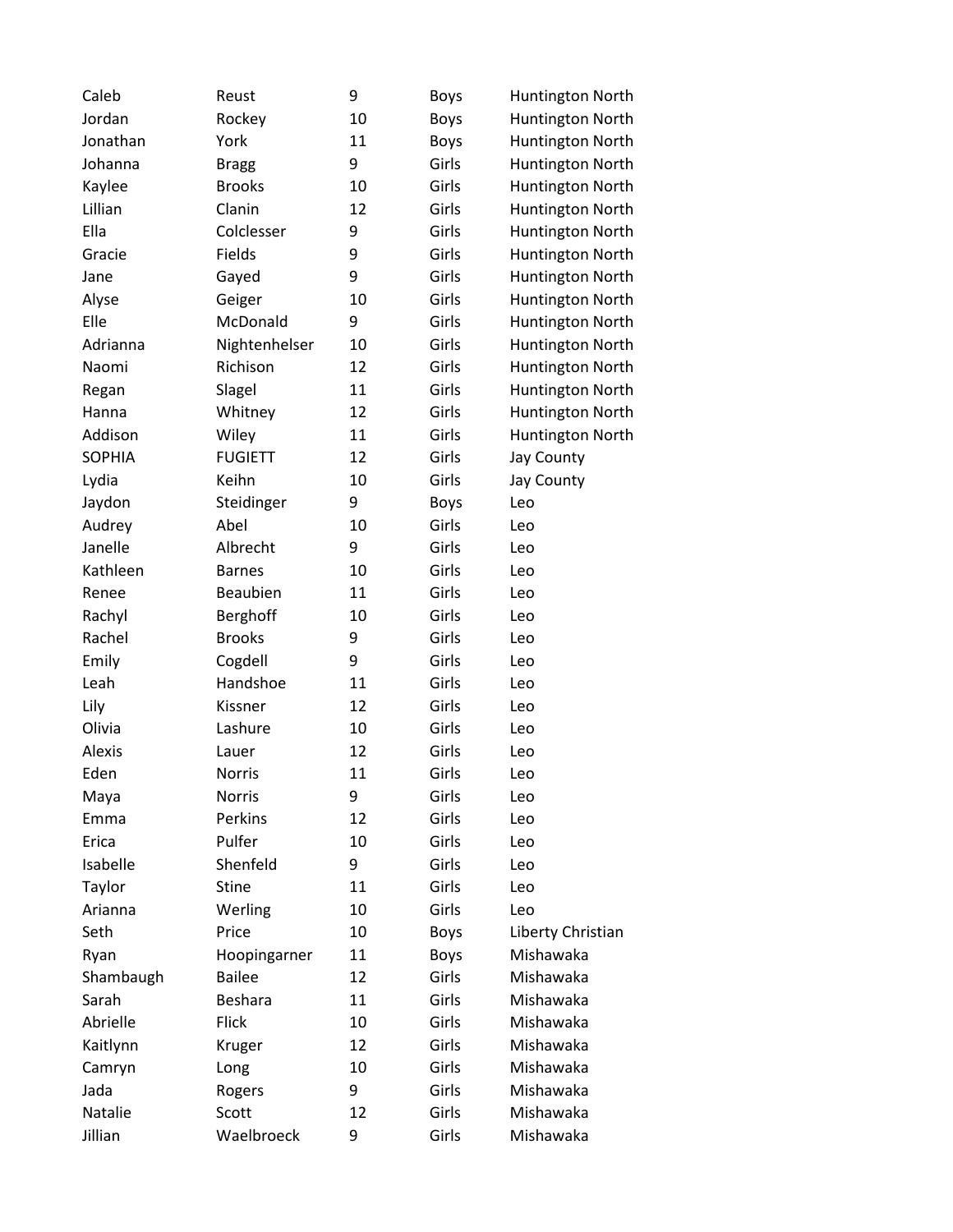| | | | | |
|---|---|---|---|---|
| Caleb | Reust | 9 | Boys | Huntington North |
| Jordan | Rockey | 10 | Boys | Huntington North |
| Jonathan | York | 11 | Boys | Huntington North |
| Johanna | Bragg | 9 | Girls | Huntington North |
| Kaylee | Brooks | 10 | Girls | Huntington North |
| Lillian | Clanin | 12 | Girls | Huntington North |
| Ella | Colclesser | 9 | Girls | Huntington North |
| Gracie | Fields | 9 | Girls | Huntington North |
| Jane | Gayed | 9 | Girls | Huntington North |
| Alyse | Geiger | 10 | Girls | Huntington North |
| Elle | McDonald | 9 | Girls | Huntington North |
| Adrianna | Nightenhelser | 10 | Girls | Huntington North |
| Naomi | Richison | 12 | Girls | Huntington North |
| Regan | Slagel | 11 | Girls | Huntington North |
| Hanna | Whitney | 12 | Girls | Huntington North |
| Addison | Wiley | 11 | Girls | Huntington North |
| SOPHIA | FUGIETT | 12 | Girls | Jay County |
| Lydia | Keihn | 10 | Girls | Jay County |
| Jaydon | Steidinger | 9 | Boys | Leo |
| Audrey | Abel | 10 | Girls | Leo |
| Janelle | Albrecht | 9 | Girls | Leo |
| Kathleen | Barnes | 10 | Girls | Leo |
| Renee | Beaubien | 11 | Girls | Leo |
| Rachyl | Berghoff | 10 | Girls | Leo |
| Rachel | Brooks | 9 | Girls | Leo |
| Emily | Cogdell | 9 | Girls | Leo |
| Leah | Handshoe | 11 | Girls | Leo |
| Lily | Kissner | 12 | Girls | Leo |
| Olivia | Lashure | 10 | Girls | Leo |
| Alexis | Lauer | 12 | Girls | Leo |
| Eden | Norris | 11 | Girls | Leo |
| Maya | Norris | 9 | Girls | Leo |
| Emma | Perkins | 12 | Girls | Leo |
| Erica | Pulfer | 10 | Girls | Leo |
| Isabelle | Shenfeld | 9 | Girls | Leo |
| Taylor | Stine | 11 | Girls | Leo |
| Arianna | Werling | 10 | Girls | Leo |
| Seth | Price | 10 | Boys | Liberty Christian |
| Ryan | Hoopingarner | 11 | Boys | Mishawaka |
| Shambaugh | Bailee | 12 | Girls | Mishawaka |
| Sarah | Beshara | 11 | Girls | Mishawaka |
| Abrielle | Flick | 10 | Girls | Mishawaka |
| Kaitlynn | Kruger | 12 | Girls | Mishawaka |
| Camryn | Long | 10 | Girls | Mishawaka |
| Jada | Rogers | 9 | Girls | Mishawaka |
| Natalie | Scott | 12 | Girls | Mishawaka |
| Jillian | Waelbroeck | 9 | Girls | Mishawaka |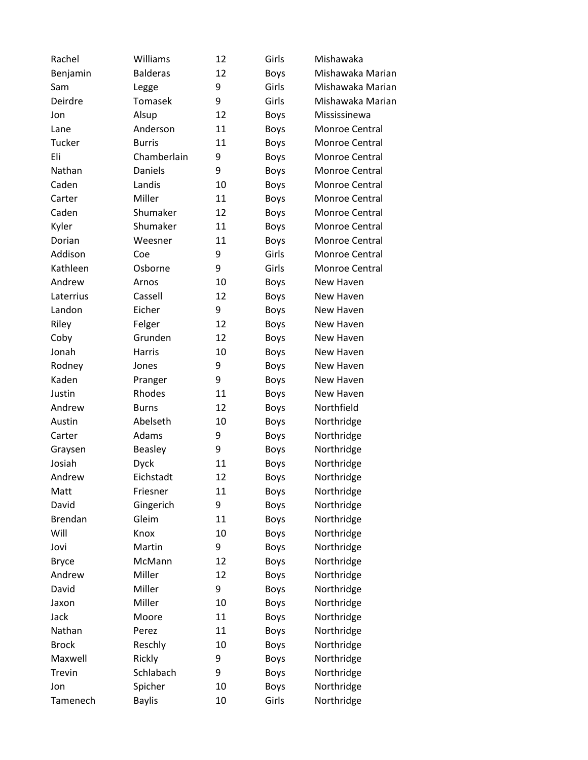| | | | | |
|---|---|---|---|---|
| Rachel | Williams | 12 | Girls | Mishawaka |
| Benjamin | Balderas | 12 | Boys | Mishawaka Marian |
| Sam | Legge | 9 | Girls | Mishawaka Marian |
| Deirdre | Tomasek | 9 | Girls | Mishawaka Marian |
| Jon | Alsup | 12 | Boys | Mississinewa |
| Lane | Anderson | 11 | Boys | Monroe Central |
| Tucker | Burris | 11 | Boys | Monroe Central |
| Eli | Chamberlain | 9 | Boys | Monroe Central |
| Nathan | Daniels | 9 | Boys | Monroe Central |
| Caden | Landis | 10 | Boys | Monroe Central |
| Carter | Miller | 11 | Boys | Monroe Central |
| Caden | Shumaker | 12 | Boys | Monroe Central |
| Kyler | Shumaker | 11 | Boys | Monroe Central |
| Dorian | Weesner | 11 | Boys | Monroe Central |
| Addison | Coe | 9 | Girls | Monroe Central |
| Kathleen | Osborne | 9 | Girls | Monroe Central |
| Andrew | Arnos | 10 | Boys | New Haven |
| Laterrius | Cassell | 12 | Boys | New Haven |
| Landon | Eicher | 9 | Boys | New Haven |
| Riley | Felger | 12 | Boys | New Haven |
| Coby | Grunden | 12 | Boys | New Haven |
| Jonah | Harris | 10 | Boys | New Haven |
| Rodney | Jones | 9 | Boys | New Haven |
| Kaden | Pranger | 9 | Boys | New Haven |
| Justin | Rhodes | 11 | Boys | New Haven |
| Andrew | Burns | 12 | Boys | Northfield |
| Austin | Abelseth | 10 | Boys | Northridge |
| Carter | Adams | 9 | Boys | Northridge |
| Graysen | Beasley | 9 | Boys | Northridge |
| Josiah | Dyck | 11 | Boys | Northridge |
| Andrew | Eichstadt | 12 | Boys | Northridge |
| Matt | Friesner | 11 | Boys | Northridge |
| David | Gingerich | 9 | Boys | Northridge |
| Brendan | Gleim | 11 | Boys | Northridge |
| Will | Knox | 10 | Boys | Northridge |
| Jovi | Martin | 9 | Boys | Northridge |
| Bryce | McMann | 12 | Boys | Northridge |
| Andrew | Miller | 12 | Boys | Northridge |
| David | Miller | 9 | Boys | Northridge |
| Jaxon | Miller | 10 | Boys | Northridge |
| Jack | Moore | 11 | Boys | Northridge |
| Nathan | Perez | 11 | Boys | Northridge |
| Brock | Reschly | 10 | Boys | Northridge |
| Maxwell | Rickly | 9 | Boys | Northridge |
| Trevin | Schlabach | 9 | Boys | Northridge |
| Jon | Spicher | 10 | Boys | Northridge |
| Tamenech | Baylis | 10 | Girls | Northridge |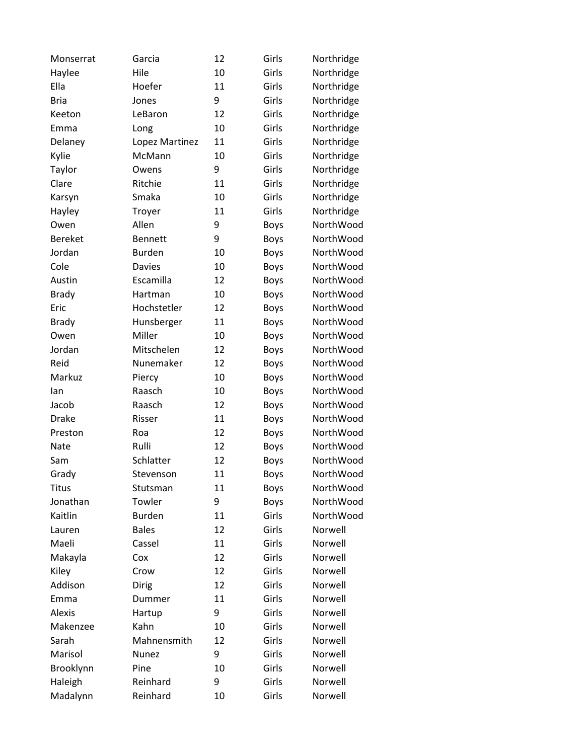| | | | | |
|---|---|---|---|---|
| Monserrat | Garcia | 12 | Girls | Northridge |
| Haylee | Hile | 10 | Girls | Northridge |
| Ella | Hoefer | 11 | Girls | Northridge |
| Bria | Jones | 9 | Girls | Northridge |
| Keeton | LeBaron | 12 | Girls | Northridge |
| Emma | Long | 10 | Girls | Northridge |
| Delaney | Lopez Martinez | 11 | Girls | Northridge |
| Kylie | McMann | 10 | Girls | Northridge |
| Taylor | Owens | 9 | Girls | Northridge |
| Clare | Ritchie | 11 | Girls | Northridge |
| Karsyn | Smaka | 10 | Girls | Northridge |
| Hayley | Troyer | 11 | Girls | Northridge |
| Owen | Allen | 9 | Boys | NorthWood |
| Bereket | Bennett | 9 | Boys | NorthWood |
| Jordan | Burden | 10 | Boys | NorthWood |
| Cole | Davies | 10 | Boys | NorthWood |
| Austin | Escamilla | 12 | Boys | NorthWood |
| Brady | Hartman | 10 | Boys | NorthWood |
| Eric | Hochstetler | 12 | Boys | NorthWood |
| Brady | Hunsberger | 11 | Boys | NorthWood |
| Owen | Miller | 10 | Boys | NorthWood |
| Jordan | Mitschelen | 12 | Boys | NorthWood |
| Reid | Nunemaker | 12 | Boys | NorthWood |
| Markuz | Piercy | 10 | Boys | NorthWood |
| Ian | Raasch | 10 | Boys | NorthWood |
| Jacob | Raasch | 12 | Boys | NorthWood |
| Drake | Risser | 11 | Boys | NorthWood |
| Preston | Roa | 12 | Boys | NorthWood |
| Nate | Rulli | 12 | Boys | NorthWood |
| Sam | Schlatter | 12 | Boys | NorthWood |
| Grady | Stevenson | 11 | Boys | NorthWood |
| Titus | Stutsman | 11 | Boys | NorthWood |
| Jonathan | Towler | 9 | Boys | NorthWood |
| Kaitlin | Burden | 11 | Girls | NorthWood |
| Lauren | Bales | 12 | Girls | Norwell |
| Maeli | Cassel | 11 | Girls | Norwell |
| Makayla | Cox | 12 | Girls | Norwell |
| Kiley | Crow | 12 | Girls | Norwell |
| Addison | Dirig | 12 | Girls | Norwell |
| Emma | Dummer | 11 | Girls | Norwell |
| Alexis | Hartup | 9 | Girls | Norwell |
| Makenzee | Kahn | 10 | Girls | Norwell |
| Sarah | Mahnensmith | 12 | Girls | Norwell |
| Marisol | Nunez | 9 | Girls | Norwell |
| Brooklynn | Pine | 10 | Girls | Norwell |
| Haleigh | Reinhard | 9 | Girls | Norwell |
| Madalynn | Reinhard | 10 | Girls | Norwell |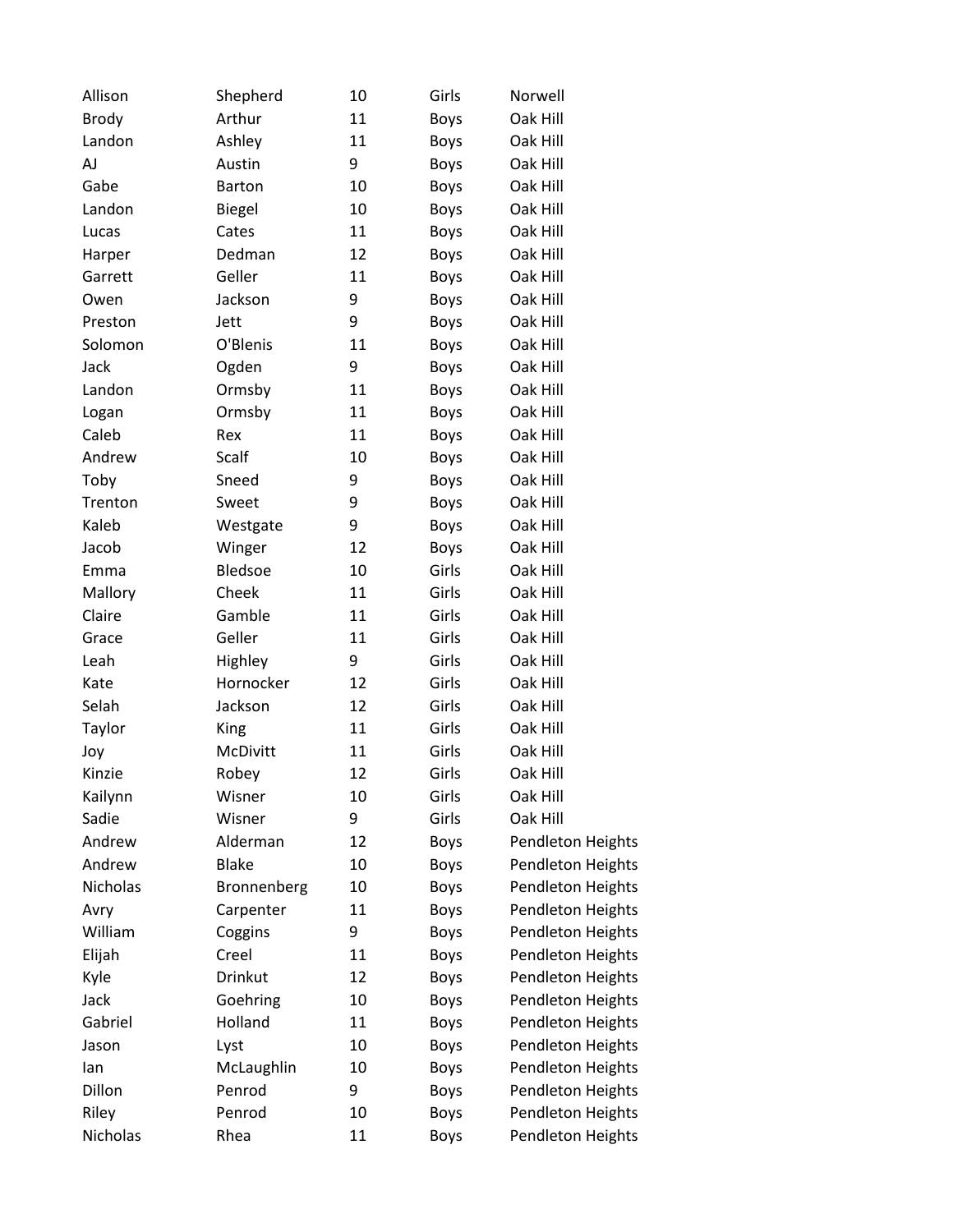| | | | | |
|---|---|---|---|---|
| Allison | Shepherd | 10 | Girls | Norwell |
| Brody | Arthur | 11 | Boys | Oak Hill |
| Landon | Ashley | 11 | Boys | Oak Hill |
| AJ | Austin | 9 | Boys | Oak Hill |
| Gabe | Barton | 10 | Boys | Oak Hill |
| Landon | Biegel | 10 | Boys | Oak Hill |
| Lucas | Cates | 11 | Boys | Oak Hill |
| Harper | Dedman | 12 | Boys | Oak Hill |
| Garrett | Geller | 11 | Boys | Oak Hill |
| Owen | Jackson | 9 | Boys | Oak Hill |
| Preston | Jett | 9 | Boys | Oak Hill |
| Solomon | O'Blenis | 11 | Boys | Oak Hill |
| Jack | Ogden | 9 | Boys | Oak Hill |
| Landon | Ormsby | 11 | Boys | Oak Hill |
| Logan | Ormsby | 11 | Boys | Oak Hill |
| Caleb | Rex | 11 | Boys | Oak Hill |
| Andrew | Scalf | 10 | Boys | Oak Hill |
| Toby | Sneed | 9 | Boys | Oak Hill |
| Trenton | Sweet | 9 | Boys | Oak Hill |
| Kaleb | Westgate | 9 | Boys | Oak Hill |
| Jacob | Winger | 12 | Boys | Oak Hill |
| Emma | Bledsoe | 10 | Girls | Oak Hill |
| Mallory | Cheek | 11 | Girls | Oak Hill |
| Claire | Gamble | 11 | Girls | Oak Hill |
| Grace | Geller | 11 | Girls | Oak Hill |
| Leah | Highley | 9 | Girls | Oak Hill |
| Kate | Hornocker | 12 | Girls | Oak Hill |
| Selah | Jackson | 12 | Girls | Oak Hill |
| Taylor | King | 11 | Girls | Oak Hill |
| Joy | McDivitt | 11 | Girls | Oak Hill |
| Kinzie | Robey | 12 | Girls | Oak Hill |
| Kailynn | Wisner | 10 | Girls | Oak Hill |
| Sadie | Wisner | 9 | Girls | Oak Hill |
| Andrew | Alderman | 12 | Boys | Pendleton Heights |
| Andrew | Blake | 10 | Boys | Pendleton Heights |
| Nicholas | Bronnenberg | 10 | Boys | Pendleton Heights |
| Avry | Carpenter | 11 | Boys | Pendleton Heights |
| William | Coggins | 9 | Boys | Pendleton Heights |
| Elijah | Creel | 11 | Boys | Pendleton Heights |
| Kyle | Drinkut | 12 | Boys | Pendleton Heights |
| Jack | Goehring | 10 | Boys | Pendleton Heights |
| Gabriel | Holland | 11 | Boys | Pendleton Heights |
| Jason | Lyst | 10 | Boys | Pendleton Heights |
| Ian | McLaughlin | 10 | Boys | Pendleton Heights |
| Dillon | Penrod | 9 | Boys | Pendleton Heights |
| Riley | Penrod | 10 | Boys | Pendleton Heights |
| Nicholas | Rhea | 11 | Boys | Pendleton Heights |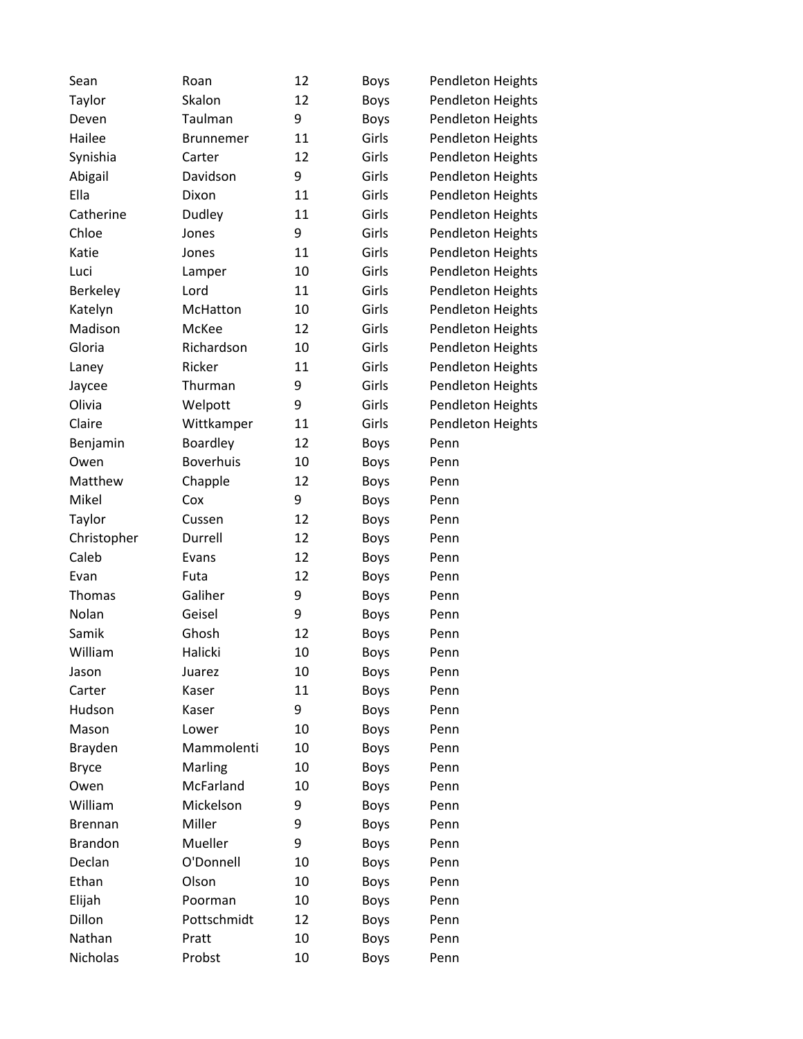| | | | | |
|---|---|---|---|---|
| Sean | Roan | 12 | Boys | Pendleton Heights |
| Taylor | Skalon | 12 | Boys | Pendleton Heights |
| Deven | Taulman | 9 | Boys | Pendleton Heights |
| Hailee | Brunnemer | 11 | Girls | Pendleton Heights |
| Synishia | Carter | 12 | Girls | Pendleton Heights |
| Abigail | Davidson | 9 | Girls | Pendleton Heights |
| Ella | Dixon | 11 | Girls | Pendleton Heights |
| Catherine | Dudley | 11 | Girls | Pendleton Heights |
| Chloe | Jones | 9 | Girls | Pendleton Heights |
| Katie | Jones | 11 | Girls | Pendleton Heights |
| Luci | Lamper | 10 | Girls | Pendleton Heights |
| Berkeley | Lord | 11 | Girls | Pendleton Heights |
| Katelyn | McHatton | 10 | Girls | Pendleton Heights |
| Madison | McKee | 12 | Girls | Pendleton Heights |
| Gloria | Richardson | 10 | Girls | Pendleton Heights |
| Laney | Ricker | 11 | Girls | Pendleton Heights |
| Jaycee | Thurman | 9 | Girls | Pendleton Heights |
| Olivia | Welpott | 9 | Girls | Pendleton Heights |
| Claire | Wittkamper | 11 | Girls | Pendleton Heights |
| Benjamin | Boardley | 12 | Boys | Penn |
| Owen | Boverhuis | 10 | Boys | Penn |
| Matthew | Chapple | 12 | Boys | Penn |
| Mikel | Cox | 9 | Boys | Penn |
| Taylor | Cussen | 12 | Boys | Penn |
| Christopher | Durrell | 12 | Boys | Penn |
| Caleb | Evans | 12 | Boys | Penn |
| Evan | Futa | 12 | Boys | Penn |
| Thomas | Galiher | 9 | Boys | Penn |
| Nolan | Geisel | 9 | Boys | Penn |
| Samik | Ghosh | 12 | Boys | Penn |
| William | Halicki | 10 | Boys | Penn |
| Jason | Juarez | 10 | Boys | Penn |
| Carter | Kaser | 11 | Boys | Penn |
| Hudson | Kaser | 9 | Boys | Penn |
| Mason | Lower | 10 | Boys | Penn |
| Brayden | Mammolenti | 10 | Boys | Penn |
| Bryce | Marling | 10 | Boys | Penn |
| Owen | McFarland | 10 | Boys | Penn |
| William | Mickelson | 9 | Boys | Penn |
| Brennan | Miller | 9 | Boys | Penn |
| Brandon | Mueller | 9 | Boys | Penn |
| Declan | O'Donnell | 10 | Boys | Penn |
| Ethan | Olson | 10 | Boys | Penn |
| Elijah | Poorman | 10 | Boys | Penn |
| Dillon | Pottschmidt | 12 | Boys | Penn |
| Nathan | Pratt | 10 | Boys | Penn |
| Nicholas | Probst | 10 | Boys | Penn |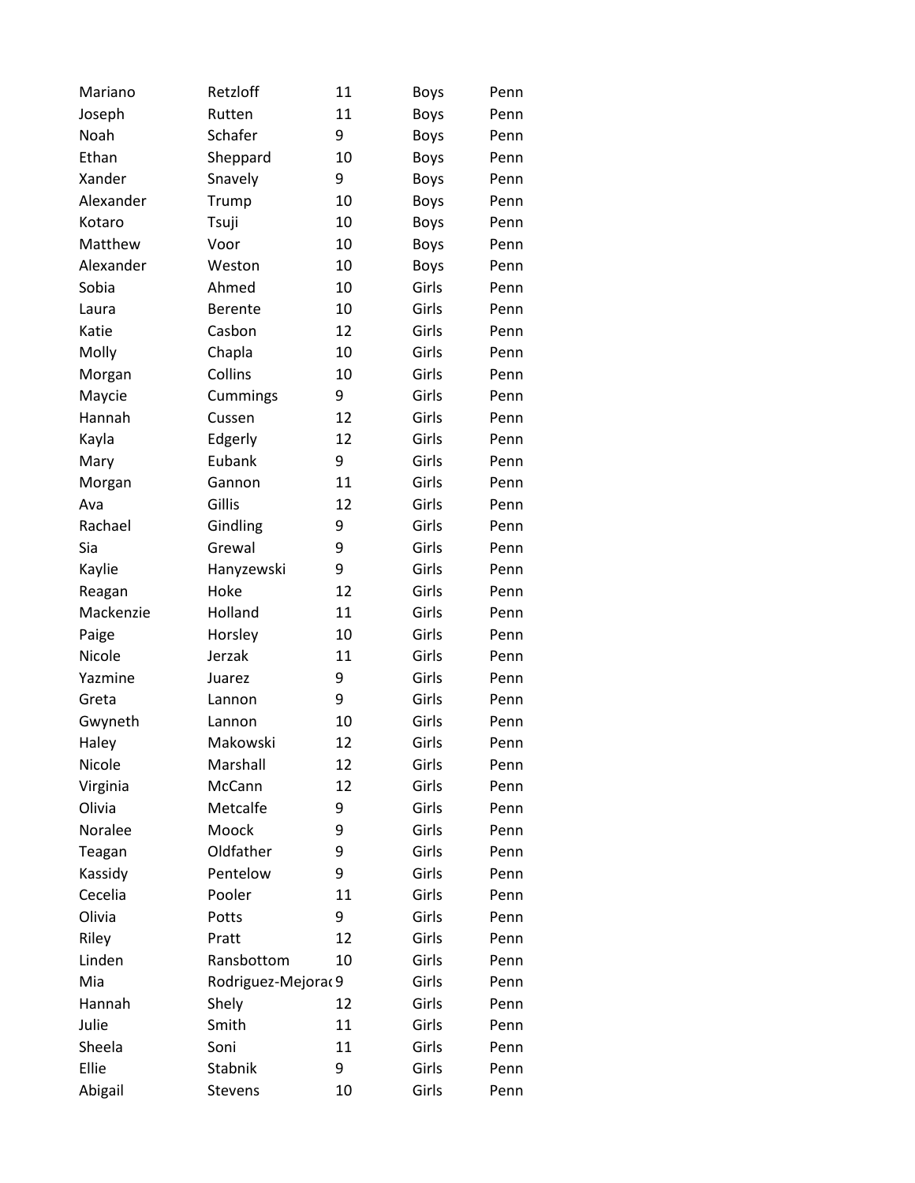| | | | | |
|---|---|---|---|---|
| Mariano | Retzloff | 11 | Boys | Penn |
| Joseph | Rutten | 11 | Boys | Penn |
| Noah | Schafer | 9 | Boys | Penn |
| Ethan | Sheppard | 10 | Boys | Penn |
| Xander | Snavely | 9 | Boys | Penn |
| Alexander | Trump | 10 | Boys | Penn |
| Kotaro | Tsuji | 10 | Boys | Penn |
| Matthew | Voor | 10 | Boys | Penn |
| Alexander | Weston | 10 | Boys | Penn |
| Sobia | Ahmed | 10 | Girls | Penn |
| Laura | Berente | 10 | Girls | Penn |
| Katie | Casbon | 12 | Girls | Penn |
| Molly | Chapla | 10 | Girls | Penn |
| Morgan | Collins | 10 | Girls | Penn |
| Maycie | Cummings | 9 | Girls | Penn |
| Hannah | Cussen | 12 | Girls | Penn |
| Kayla | Edgerly | 12 | Girls | Penn |
| Mary | Eubank | 9 | Girls | Penn |
| Morgan | Gannon | 11 | Girls | Penn |
| Ava | Gillis | 12 | Girls | Penn |
| Rachael | Gindling | 9 | Girls | Penn |
| Sia | Grewal | 9 | Girls | Penn |
| Kaylie | Hanyzewski | 9 | Girls | Penn |
| Reagan | Hoke | 12 | Girls | Penn |
| Mackenzie | Holland | 11 | Girls | Penn |
| Paige | Horsley | 10 | Girls | Penn |
| Nicole | Jerzak | 11 | Girls | Penn |
| Yazmine | Juarez | 9 | Girls | Penn |
| Greta | Lannon | 9 | Girls | Penn |
| Gwyneth | Lannon | 10 | Girls | Penn |
| Haley | Makowski | 12 | Girls | Penn |
| Nicole | Marshall | 12 | Girls | Penn |
| Virginia | McCann | 12 | Girls | Penn |
| Olivia | Metcalfe | 9 | Girls | Penn |
| Noralee | Moock | 9 | Girls | Penn |
| Teagan | Oldfather | 9 | Girls | Penn |
| Kassidy | Pentelow | 9 | Girls | Penn |
| Cecelia | Pooler | 11 | Girls | Penn |
| Olivia | Potts | 9 | Girls | Penn |
| Riley | Pratt | 12 | Girls | Penn |
| Linden | Ransbottom | 10 | Girls | Penn |
| Mia | Rodriguez-Mejora | 9 | Girls | Penn |
| Hannah | Shely | 12 | Girls | Penn |
| Julie | Smith | 11 | Girls | Penn |
| Sheela | Soni | 11 | Girls | Penn |
| Ellie | Stabnik | 9 | Girls | Penn |
| Abigail | Stevens | 10 | Girls | Penn |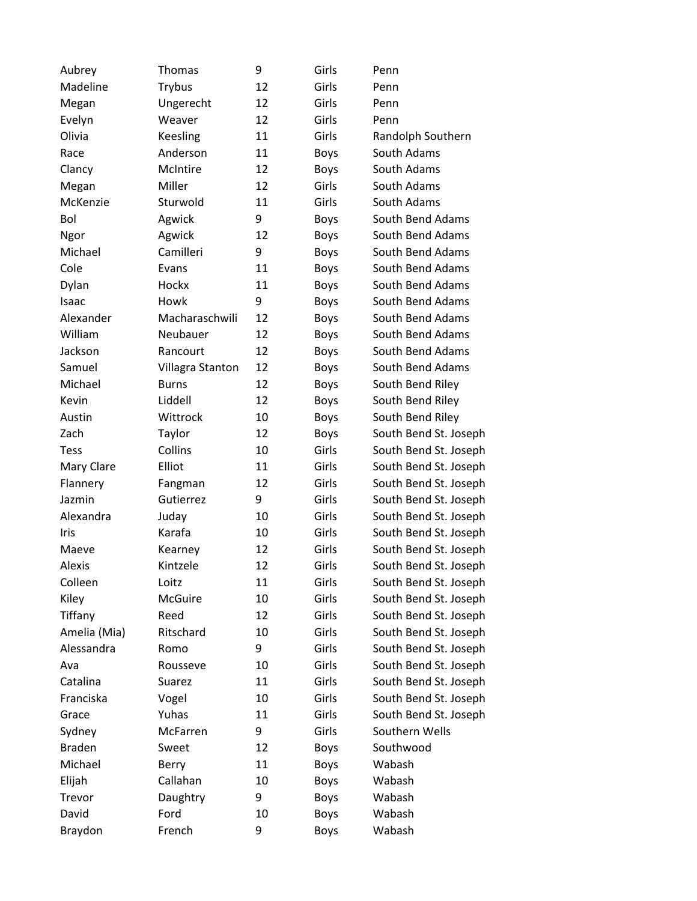| | | | | |
|---|---|---|---|---|
| Aubrey | Thomas | 9 | Girls | Penn |
| Madeline | Trybus | 12 | Girls | Penn |
| Megan | Ungerecht | 12 | Girls | Penn |
| Evelyn | Weaver | 12 | Girls | Penn |
| Olivia | Keesling | 11 | Girls | Randolph Southern |
| Race | Anderson | 11 | Boys | South Adams |
| Clancy | McIntire | 12 | Boys | South Adams |
| Megan | Miller | 12 | Girls | South Adams |
| McKenzie | Sturwold | 11 | Girls | South Adams |
| Bol | Agwick | 9 | Boys | South Bend Adams |
| Ngor | Agwick | 12 | Boys | South Bend Adams |
| Michael | Camilleri | 9 | Boys | South Bend Adams |
| Cole | Evans | 11 | Boys | South Bend Adams |
| Dylan | Hockx | 11 | Boys | South Bend Adams |
| Isaac | Howk | 9 | Boys | South Bend Adams |
| Alexander | Macharaschwili | 12 | Boys | South Bend Adams |
| William | Neubauer | 12 | Boys | South Bend Adams |
| Jackson | Rancourt | 12 | Boys | South Bend Adams |
| Samuel | Villagra Stanton | 12 | Boys | South Bend Adams |
| Michael | Burns | 12 | Boys | South Bend Riley |
| Kevin | Liddell | 12 | Boys | South Bend Riley |
| Austin | Wittrock | 10 | Boys | South Bend Riley |
| Zach | Taylor | 12 | Boys | South Bend St. Joseph |
| Tess | Collins | 10 | Girls | South Bend St. Joseph |
| Mary Clare | Elliot | 11 | Girls | South Bend St. Joseph |
| Flannery | Fangman | 12 | Girls | South Bend St. Joseph |
| Jazmin | Gutierrez | 9 | Girls | South Bend St. Joseph |
| Alexandra | Juday | 10 | Girls | South Bend St. Joseph |
| Iris | Karafa | 10 | Girls | South Bend St. Joseph |
| Maeve | Kearney | 12 | Girls | South Bend St. Joseph |
| Alexis | Kintzele | 12 | Girls | South Bend St. Joseph |
| Colleen | Loitz | 11 | Girls | South Bend St. Joseph |
| Kiley | McGuire | 10 | Girls | South Bend St. Joseph |
| Tiffany | Reed | 12 | Girls | South Bend St. Joseph |
| Amelia (Mia) | Ritschard | 10 | Girls | South Bend St. Joseph |
| Alessandra | Romo | 9 | Girls | South Bend St. Joseph |
| Ava | Rousseve | 10 | Girls | South Bend St. Joseph |
| Catalina | Suarez | 11 | Girls | South Bend St. Joseph |
| Franciska | Vogel | 10 | Girls | South Bend St. Joseph |
| Grace | Yuhas | 11 | Girls | South Bend St. Joseph |
| Sydney | McFarren | 9 | Girls | Southern Wells |
| Braden | Sweet | 12 | Boys | Southwood |
| Michael | Berry | 11 | Boys | Wabash |
| Elijah | Callahan | 10 | Boys | Wabash |
| Trevor | Daughtry | 9 | Boys | Wabash |
| David | Ford | 10 | Boys | Wabash |
| Braydon | French | 9 | Boys | Wabash |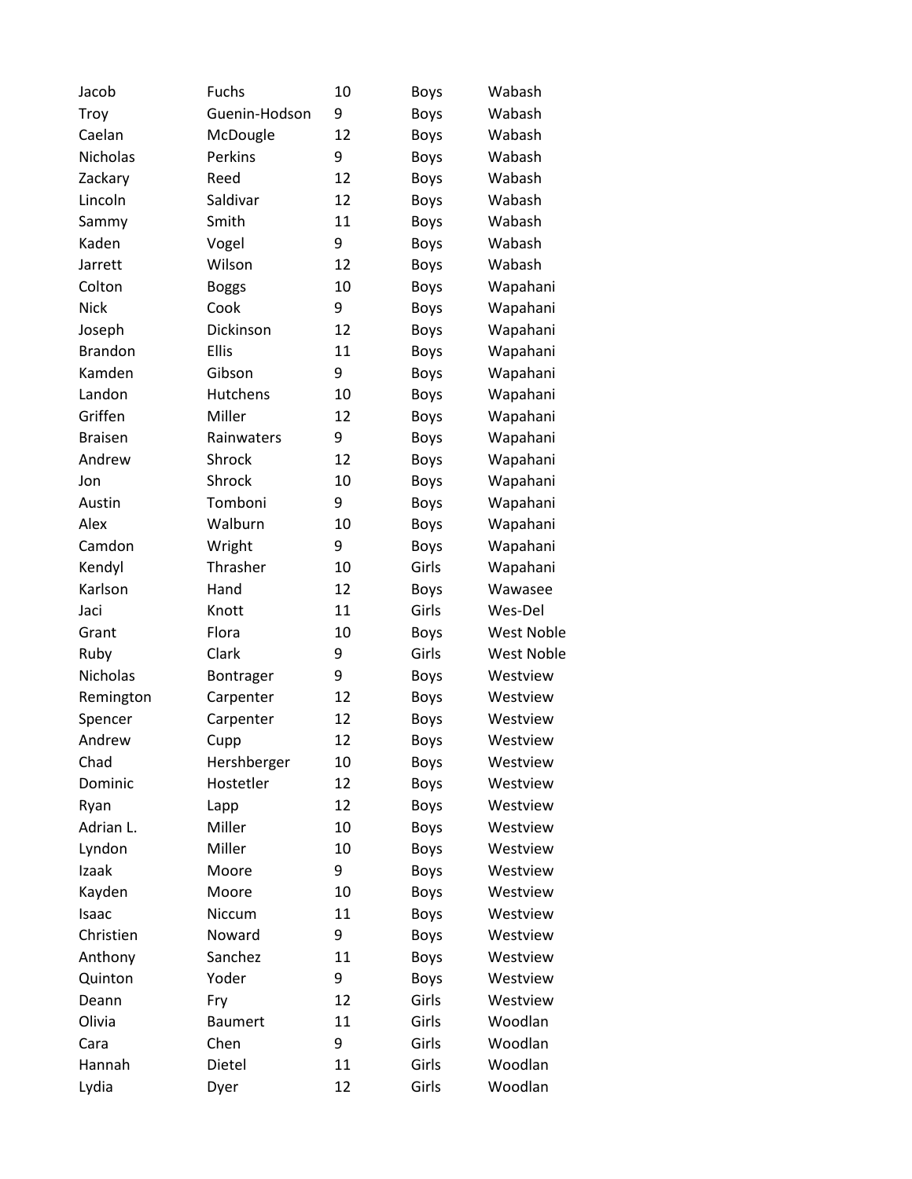| | | | | |
|---|---|---|---|---|
| Jacob | Fuchs | 10 | Boys | Wabash |
| Troy | Guenin-Hodson | 9 | Boys | Wabash |
| Caelan | McDougle | 12 | Boys | Wabash |
| Nicholas | Perkins | 9 | Boys | Wabash |
| Zackary | Reed | 12 | Boys | Wabash |
| Lincoln | Saldivar | 12 | Boys | Wabash |
| Sammy | Smith | 11 | Boys | Wabash |
| Kaden | Vogel | 9 | Boys | Wabash |
| Jarrett | Wilson | 12 | Boys | Wabash |
| Colton | Boggs | 10 | Boys | Wapahani |
| Nick | Cook | 9 | Boys | Wapahani |
| Joseph | Dickinson | 12 | Boys | Wapahani |
| Brandon | Ellis | 11 | Boys | Wapahani |
| Kamden | Gibson | 9 | Boys | Wapahani |
| Landon | Hutchens | 10 | Boys | Wapahani |
| Griffen | Miller | 12 | Boys | Wapahani |
| Braisen | Rainwaters | 9 | Boys | Wapahani |
| Andrew | Shrock | 12 | Boys | Wapahani |
| Jon | Shrock | 10 | Boys | Wapahani |
| Austin | Tomboni | 9 | Boys | Wapahani |
| Alex | Walburn | 10 | Boys | Wapahani |
| Camdon | Wright | 9 | Boys | Wapahani |
| Kendyl | Thrasher | 10 | Girls | Wapahani |
| Karlson | Hand | 12 | Boys | Wawasee |
| Jaci | Knott | 11 | Girls | Wes-Del |
| Grant | Flora | 10 | Boys | West Noble |
| Ruby | Clark | 9 | Girls | West Noble |
| Nicholas | Bontrager | 9 | Boys | Westview |
| Remington | Carpenter | 12 | Boys | Westview |
| Spencer | Carpenter | 12 | Boys | Westview |
| Andrew | Cupp | 12 | Boys | Westview |
| Chad | Hershberger | 10 | Boys | Westview |
| Dominic | Hostetler | 12 | Boys | Westview |
| Ryan | Lapp | 12 | Boys | Westview |
| Adrian L. | Miller | 10 | Boys | Westview |
| Lyndon | Miller | 10 | Boys | Westview |
| Izaak | Moore | 9 | Boys | Westview |
| Kayden | Moore | 10 | Boys | Westview |
| Isaac | Niccum | 11 | Boys | Westview |
| Christien | Noward | 9 | Boys | Westview |
| Anthony | Sanchez | 11 | Boys | Westview |
| Quinton | Yoder | 9 | Boys | Westview |
| Deann | Fry | 12 | Girls | Westview |
| Olivia | Baumert | 11 | Girls | Woodlan |
| Cara | Chen | 9 | Girls | Woodlan |
| Hannah | Dietel | 11 | Girls | Woodlan |
| Lydia | Dyer | 12 | Girls | Woodlan |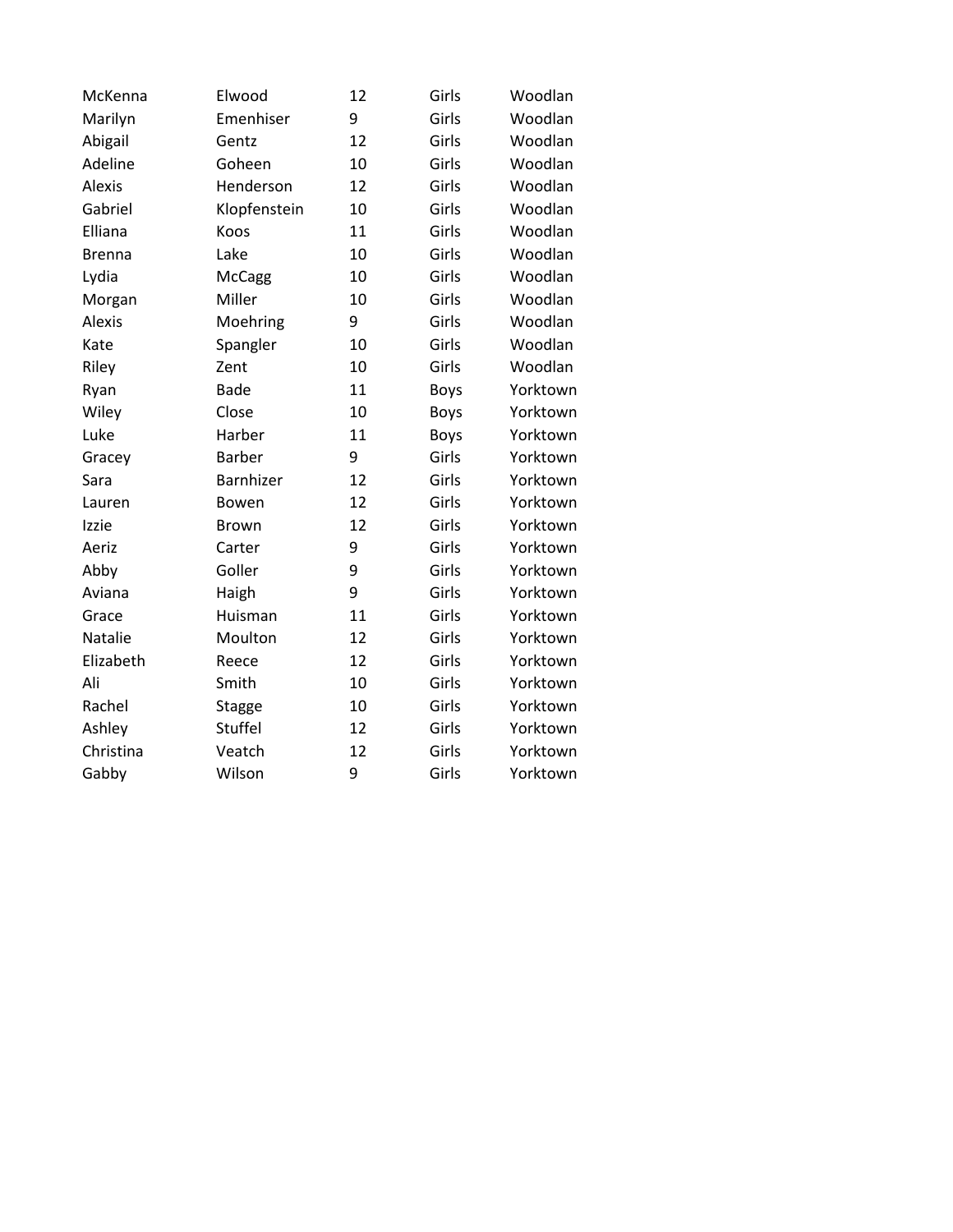| | | | | |
|---|---|---|---|---|
| McKenna | Elwood | 12 | Girls | Woodlan |
| Marilyn | Emenhiser | 9 | Girls | Woodlan |
| Abigail | Gentz | 12 | Girls | Woodlan |
| Adeline | Goheen | 10 | Girls | Woodlan |
| Alexis | Henderson | 12 | Girls | Woodlan |
| Gabriel | Klopfenstein | 10 | Girls | Woodlan |
| Elliana | Koos | 11 | Girls | Woodlan |
| Brenna | Lake | 10 | Girls | Woodlan |
| Lydia | McCagg | 10 | Girls | Woodlan |
| Morgan | Miller | 10 | Girls | Woodlan |
| Alexis | Moehring | 9 | Girls | Woodlan |
| Kate | Spangler | 10 | Girls | Woodlan |
| Riley | Zent | 10 | Girls | Woodlan |
| Ryan | Bade | 11 | Boys | Yorktown |
| Wiley | Close | 10 | Boys | Yorktown |
| Luke | Harber | 11 | Boys | Yorktown |
| Gracey | Barber | 9 | Girls | Yorktown |
| Sara | Barnhizer | 12 | Girls | Yorktown |
| Lauren | Bowen | 12 | Girls | Yorktown |
| Izzie | Brown | 12 | Girls | Yorktown |
| Aeriz | Carter | 9 | Girls | Yorktown |
| Abby | Goller | 9 | Girls | Yorktown |
| Aviana | Haigh | 9 | Girls | Yorktown |
| Grace | Huisman | 11 | Girls | Yorktown |
| Natalie | Moulton | 12 | Girls | Yorktown |
| Elizabeth | Reece | 12 | Girls | Yorktown |
| Ali | Smith | 10 | Girls | Yorktown |
| Rachel | Stagge | 10 | Girls | Yorktown |
| Ashley | Stuffel | 12 | Girls | Yorktown |
| Christina | Veatch | 12 | Girls | Yorktown |
| Gabby | Wilson | 9 | Girls | Yorktown |